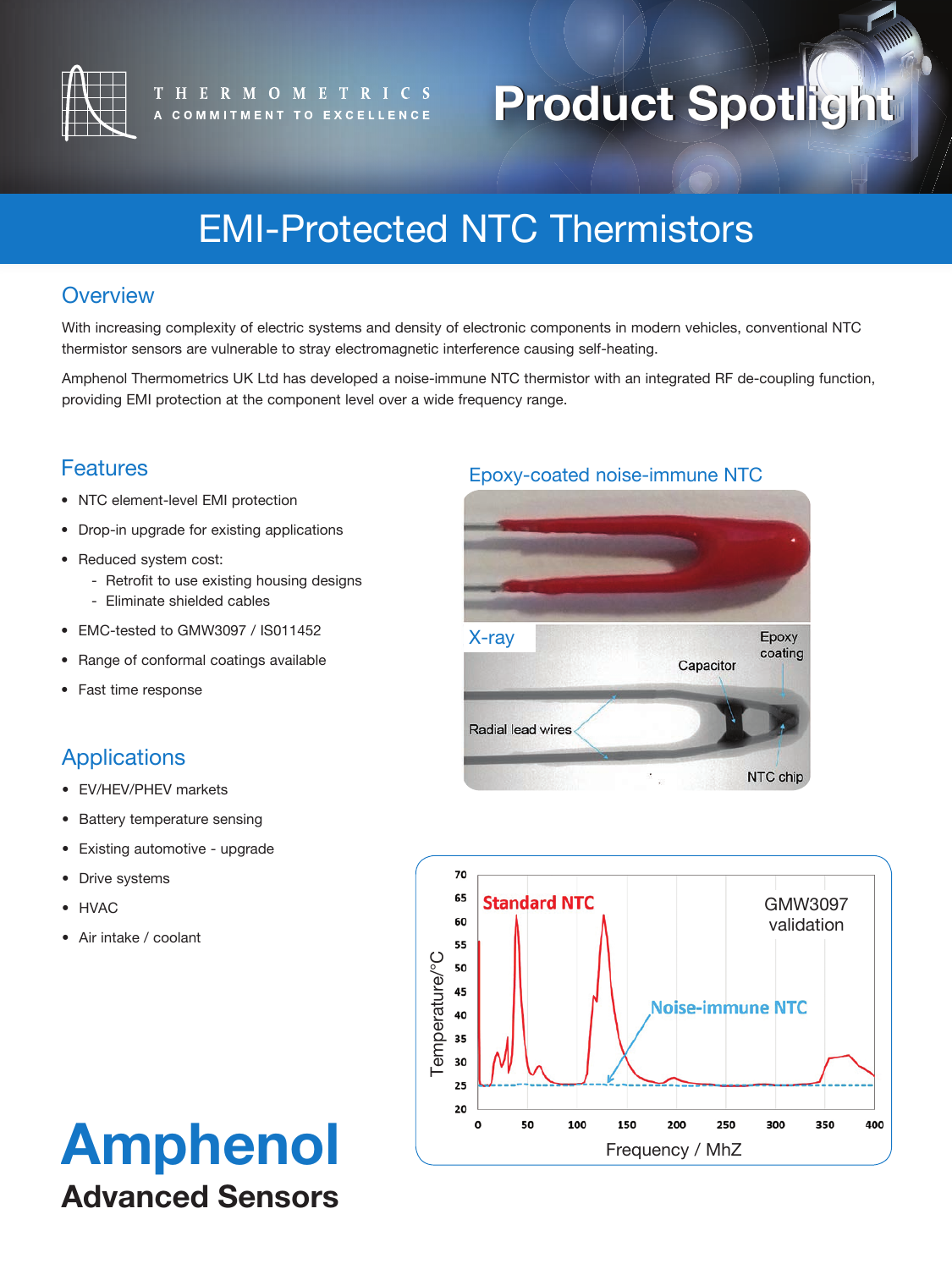THERMOMETRICS
A COMMITMENT TO EXCELLENCE

# Product Spotlight

# EMI-Protected NTC Thermistors

## Overview

With increasing complexity of electric systems and density of electronic components in modern vehicles, conventional NTC thermistor sensors are vulnerable to stray electromagnetic interference causing self-heating.

Amphenol Thermometrics UK Ltd has developed a noise-immune NTC thermistor with an integrated RF de-coupling function, providing EMI protection at the component level over a wide frequency range.

## Features

- NTC element-level EMI protection
- Drop-in upgrade for existing applications
- Reduced system cost:
  - Retrofit to use existing housing designs
  - Eliminate shielded cables
- EMC-tested to GMW3097 / IS011452
- Range of conformal coatings available
- Fast time response

## Applications

- EV/HEV/PHEV markets
- Battery temperature sensing
- Existing automotive - upgrade
- Drive systems
- HVAC
- Air intake / coolant

Epoxy-coated noise-immune NTC

X-ray

Epoxy coating, Capacitor, Radial lead wires, NTC chip

Standard NTC — Noise-immune NTC — GMW3097 validation

Temperature/°C vs. Frequency / MhZ

**Amphenol**
**Advanced Sensors**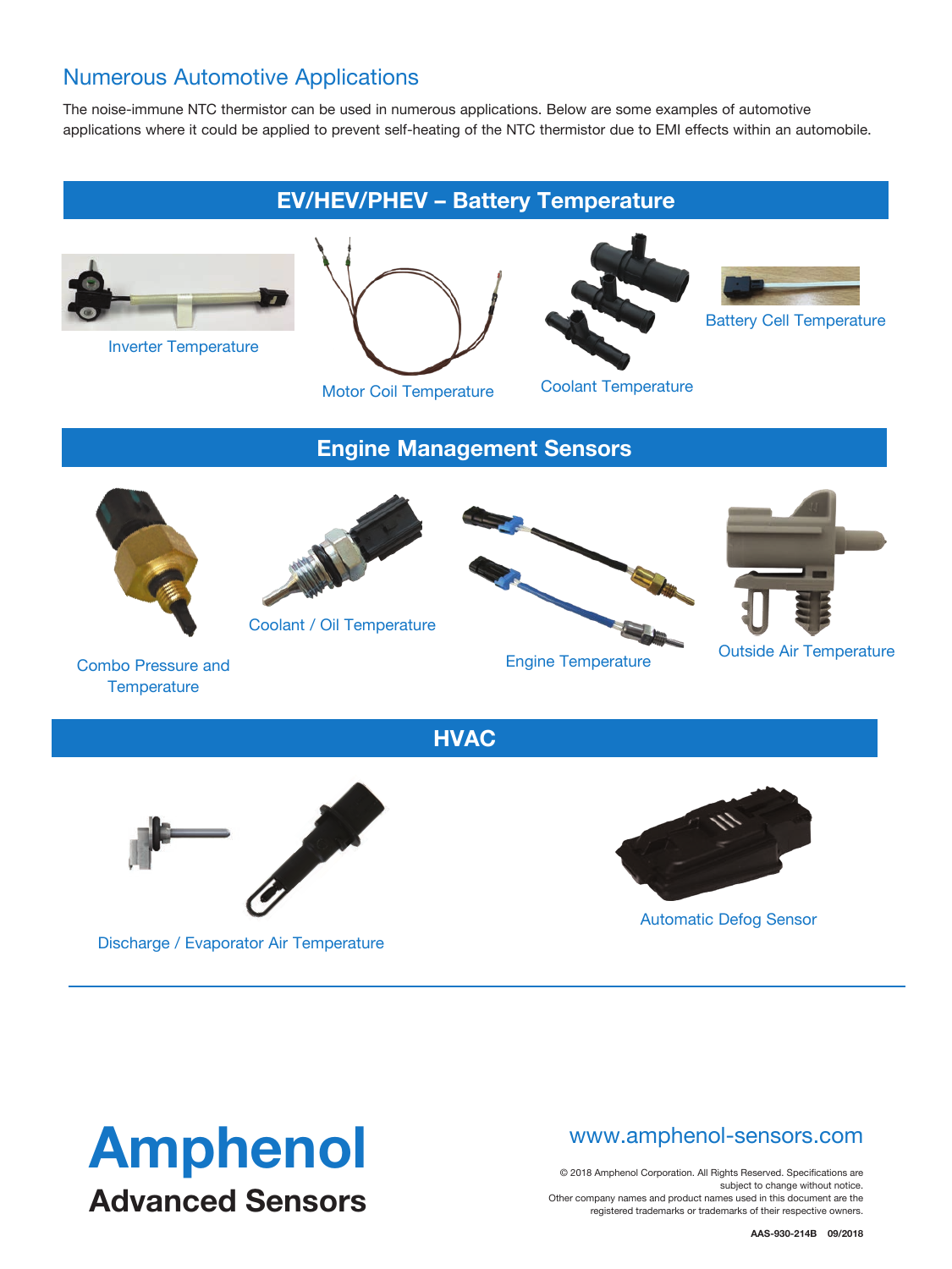## Numerous Automotive Applications

The noise-immune NTC thermistor can be used in numerous applications. Below are some examples of automotive applications where it could be applied to prevent self-heating of the NTC thermistor due to EMI effects within an automobile.

### EV/HEV/PHEV – Battery Temperature

Inverter Temperature

Motor Coil Temperature

Coolant Temperature

Battery Cell Temperature

### Engine Management Sensors

Combo Pressure and Temperature

Coolant / Oil Temperature

Engine Temperature

Outside Air Temperature

### HVAC

Discharge / Evaporator Air Temperature

Automatic Defog Sensor

**Amphenol**
**Advanced Sensors**

www.amphenol-sensors.com

© 2018 Amphenol Corporation. All Rights Reserved. Specifications are subject to change without notice.
Other company names and product names used in this document are the registered trademarks or trademarks of their respective owners.

AAS-930-214B 09/2018